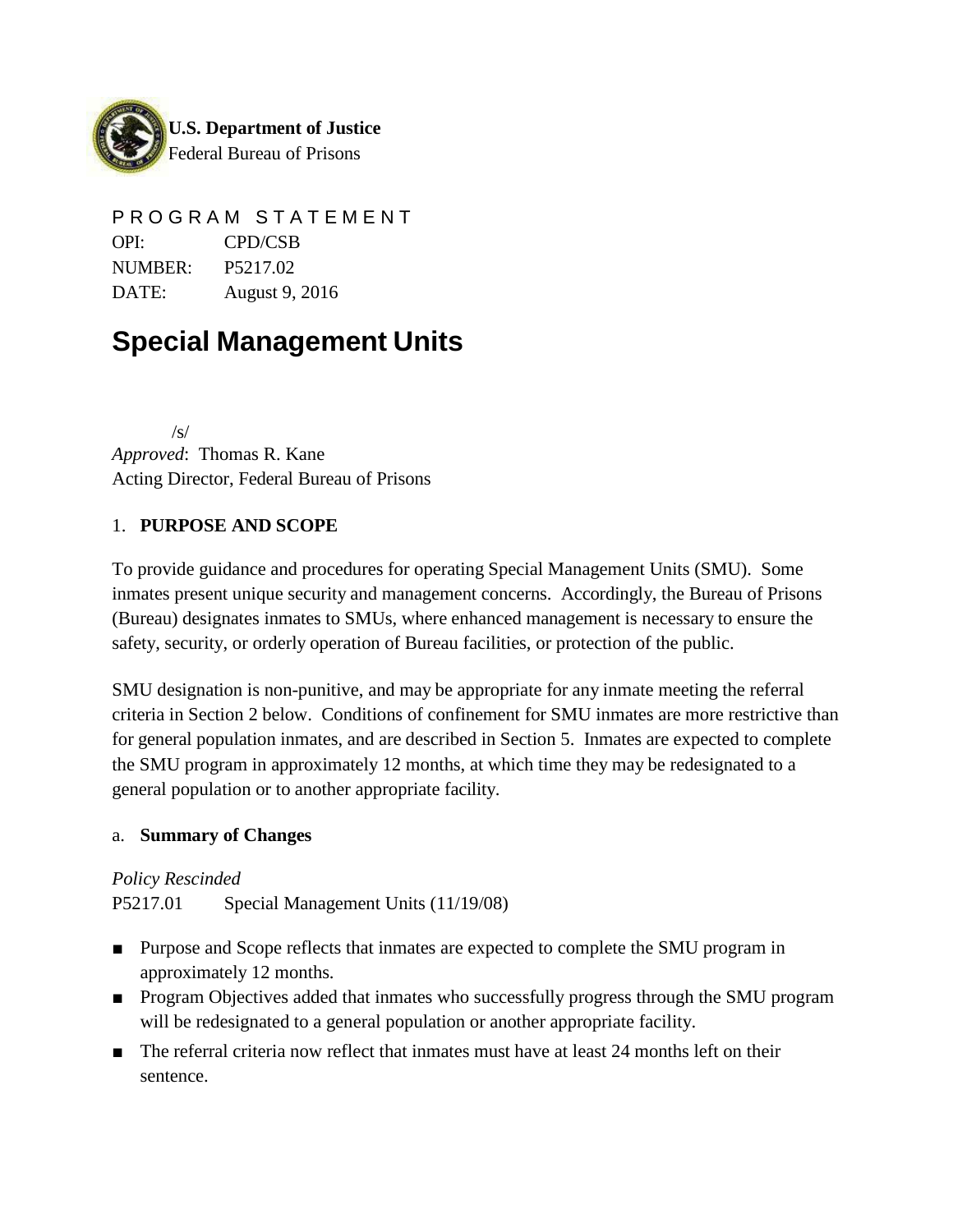**U.S. Department of Justice**
Federal Bureau of Prisons

P R O G R A M  S T A T E M E N T

OPI: CPD/CSB
NUMBER: P5217.02
DATE: August 9, 2016

# Special Management Units

/s/
*Approved*: Thomas R. Kane
Acting Director, Federal Bureau of Prisons

## 1. PURPOSE AND SCOPE

To provide guidance and procedures for operating Special Management Units (SMU). Some inmates present unique security and management concerns. Accordingly, the Bureau of Prisons (Bureau) designates inmates to SMUs, where enhanced management is necessary to ensure the safety, security, or orderly operation of Bureau facilities, or protection of the public.

SMU designation is non-punitive, and may be appropriate for any inmate meeting the referral criteria in Section 2 below. Conditions of confinement for SMU inmates are more restrictive than for general population inmates, and are described in Section 5. Inmates are expected to complete the SMU program in approximately 12 months, at which time they may be redesignated to a general population or to another appropriate facility.

### a. Summary of Changes

*Policy Rescinded*
P5217.01 Special Management Units (11/19/08)

- Purpose and Scope reflects that inmates are expected to complete the SMU program in approximately 12 months.
- Program Objectives added that inmates who successfully progress through the SMU program will be redesignated to a general population or another appropriate facility.
- The referral criteria now reflect that inmates must have at least 24 months left on their sentence.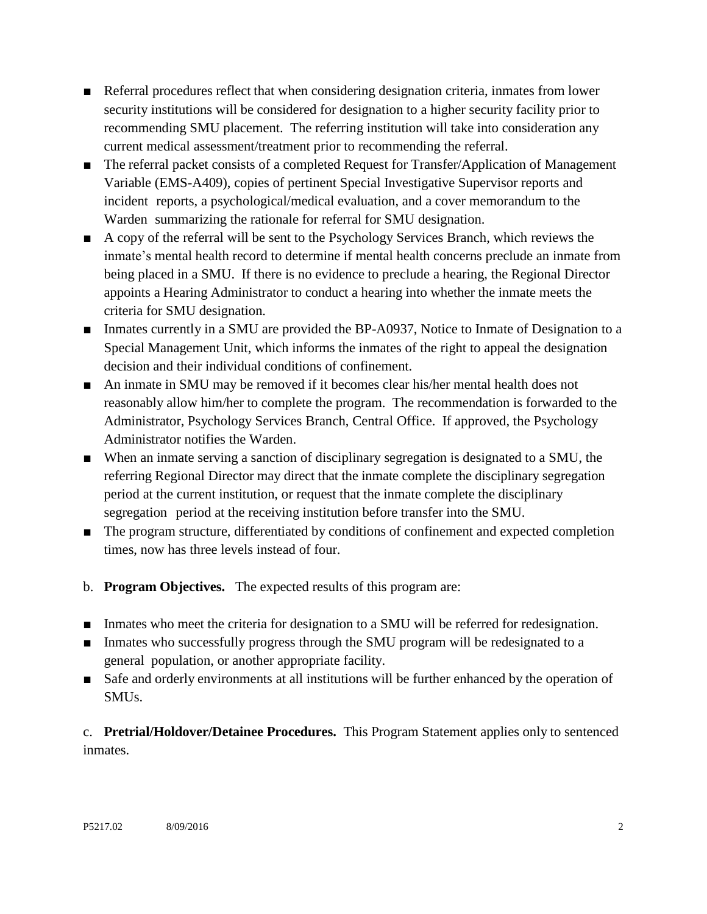- Referral procedures reflect that when considering designation criteria, inmates from lower security institutions will be considered for designation to a higher security facility prior to recommending SMU placement. The referring institution will take into consideration any current medical assessment/treatment prior to recommending the referral.
- The referral packet consists of a completed Request for Transfer/Application of Management Variable (EMS-A409), copies of pertinent Special Investigative Supervisor reports and incident reports, a psychological/medical evaluation, and a cover memorandum to the Warden summarizing the rationale for referral for SMU designation.
- A copy of the referral will be sent to the Psychology Services Branch, which reviews the inmate's mental health record to determine if mental health concerns preclude an inmate from being placed in a SMU. If there is no evidence to preclude a hearing, the Regional Director appoints a Hearing Administrator to conduct a hearing into whether the inmate meets the criteria for SMU designation.
- Inmates currently in a SMU are provided the BP-A0937, Notice to Inmate of Designation to a Special Management Unit, which informs the inmates of the right to appeal the designation decision and their individual conditions of confinement.
- An inmate in SMU may be removed if it becomes clear his/her mental health does not reasonably allow him/her to complete the program. The recommendation is forwarded to the Administrator, Psychology Services Branch, Central Office. If approved, the Psychology Administrator notifies the Warden.
- When an inmate serving a sanction of disciplinary segregation is designated to a SMU, the referring Regional Director may direct that the inmate complete the disciplinary segregation period at the current institution, or request that the inmate complete the disciplinary segregation period at the receiving institution before transfer into the SMU.
- The program structure, differentiated by conditions of confinement and expected completion times, now has three levels instead of four.

b. **Program Objectives.** The expected results of this program are:

- Inmates who meet the criteria for designation to a SMU will be referred for redesignation.
- Inmates who successfully progress through the SMU program will be redesignated to a general population, or another appropriate facility.
- Safe and orderly environments at all institutions will be further enhanced by the operation of SMUs.

c. **Pretrial/Holdover/Detainee Procedures.** This Program Statement applies only to sentenced inmates.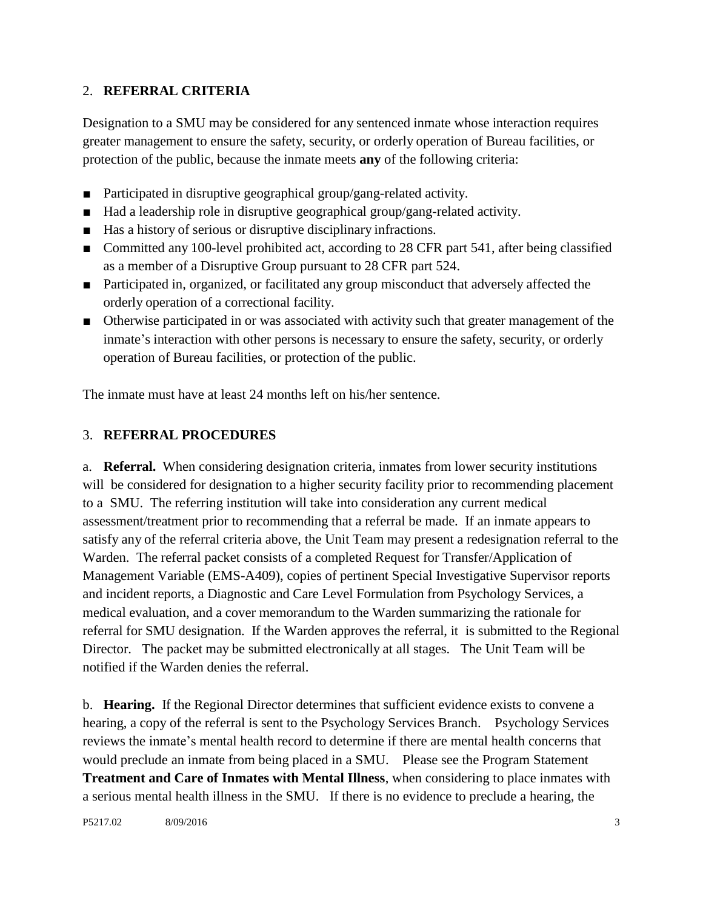## 2. **REFERRAL CRITERIA**

Designation to a SMU may be considered for any sentenced inmate whose interaction requires greater management to ensure the safety, security, or orderly operation of Bureau facilities, or protection of the public, because the inmate meets **any** of the following criteria:

- Participated in disruptive geographical group/gang-related activity.
- Had a leadership role in disruptive geographical group/gang-related activity.
- Has a history of serious or disruptive disciplinary infractions.
- Committed any 100-level prohibited act, according to 28 CFR part 541, after being classified as a member of a Disruptive Group pursuant to 28 CFR part 524.
- Participated in, organized, or facilitated any group misconduct that adversely affected the orderly operation of a correctional facility.
- Otherwise participated in or was associated with activity such that greater management of the inmate's interaction with other persons is necessary to ensure the safety, security, or orderly operation of Bureau facilities, or protection of the public.

The inmate must have at least 24 months left on his/her sentence.

## 3. **REFERRAL PROCEDURES**

a. **Referral.** When considering designation criteria, inmates from lower security institutions will be considered for designation to a higher security facility prior to recommending placement to a SMU. The referring institution will take into consideration any current medical assessment/treatment prior to recommending that a referral be made. If an inmate appears to satisfy any of the referral criteria above, the Unit Team may present a redesignation referral to the Warden. The referral packet consists of a completed Request for Transfer/Application of Management Variable (EMS-A409), copies of pertinent Special Investigative Supervisor reports and incident reports, a Diagnostic and Care Level Formulation from Psychology Services, a medical evaluation, and a cover memorandum to the Warden summarizing the rationale for referral for SMU designation. If the Warden approves the referral, it is submitted to the Regional Director. The packet may be submitted electronically at all stages. The Unit Team will be notified if the Warden denies the referral.

b. **Hearing.** If the Regional Director determines that sufficient evidence exists to convene a hearing, a copy of the referral is sent to the Psychology Services Branch. Psychology Services reviews the inmate's mental health record to determine if there are mental health concerns that would preclude an inmate from being placed in a SMU. Please see the Program Statement **Treatment and Care of Inmates with Mental Illness**, when considering to place inmates with a serious mental health illness in the SMU. If there is no evidence to preclude a hearing, the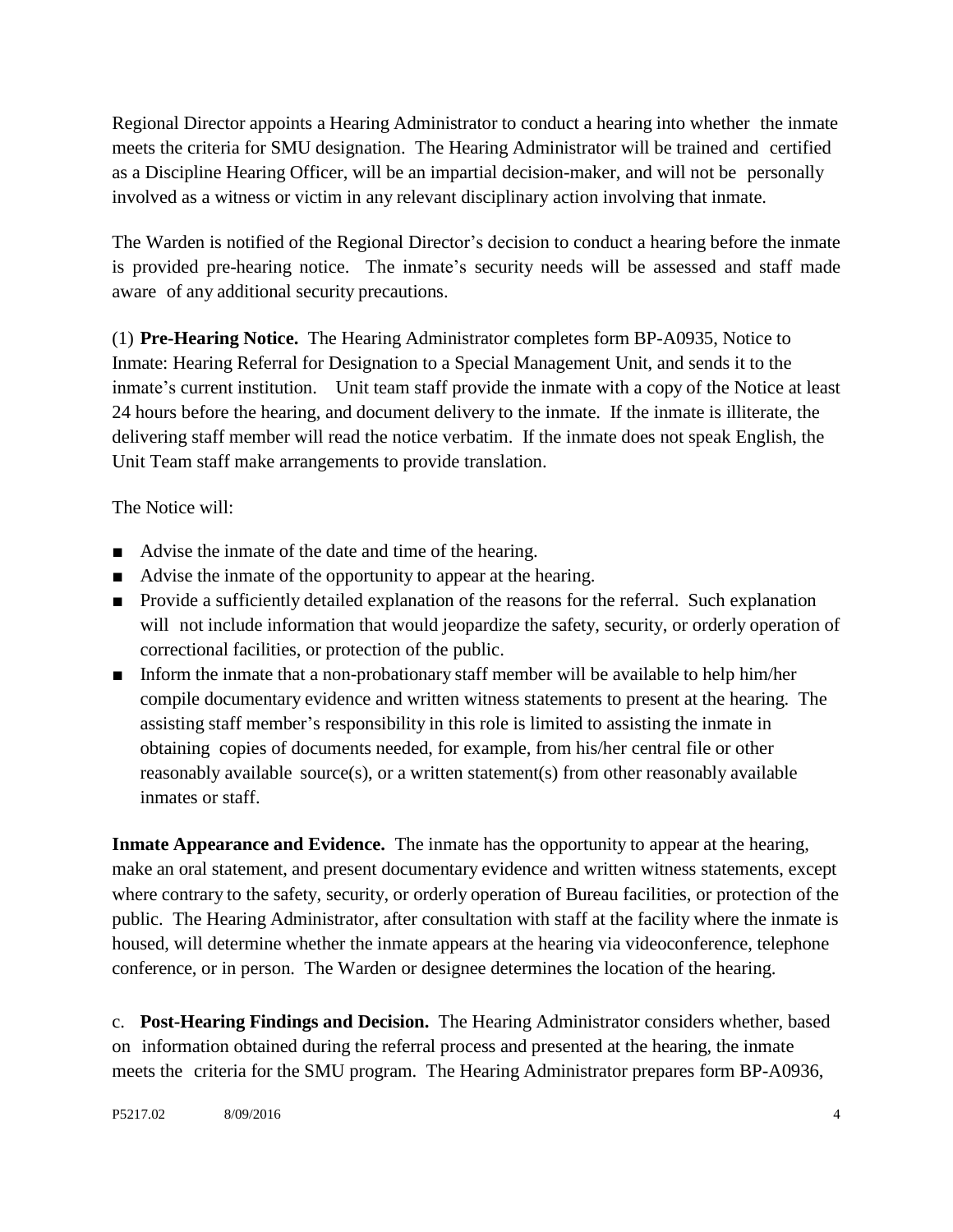Regional Director appoints a Hearing Administrator to conduct a hearing into whether the inmate meets the criteria for SMU designation. The Hearing Administrator will be trained and certified as a Discipline Hearing Officer, will be an impartial decision-maker, and will not be personally involved as a witness or victim in any relevant disciplinary action involving that inmate.

The Warden is notified of the Regional Director's decision to conduct a hearing before the inmate is provided pre-hearing notice. The inmate's security needs will be assessed and staff made aware of any additional security precautions.

(1) **Pre-Hearing Notice.** The Hearing Administrator completes form BP-A0935, Notice to Inmate: Hearing Referral for Designation to a Special Management Unit, and sends it to the inmate's current institution. Unit team staff provide the inmate with a copy of the Notice at least 24 hours before the hearing, and document delivery to the inmate. If the inmate is illiterate, the delivering staff member will read the notice verbatim. If the inmate does not speak English, the Unit Team staff make arrangements to provide translation.

The Notice will:

- Advise the inmate of the date and time of the hearing.
- Advise the inmate of the opportunity to appear at the hearing.
- Provide a sufficiently detailed explanation of the reasons for the referral. Such explanation will not include information that would jeopardize the safety, security, or orderly operation of correctional facilities, or protection of the public.
- Inform the inmate that a non-probationary staff member will be available to help him/her compile documentary evidence and written witness statements to present at the hearing. The assisting staff member's responsibility in this role is limited to assisting the inmate in obtaining copies of documents needed, for example, from his/her central file or other reasonably available source(s), or a written statement(s) from other reasonably available inmates or staff.

**Inmate Appearance and Evidence.** The inmate has the opportunity to appear at the hearing, make an oral statement, and present documentary evidence and written witness statements, except where contrary to the safety, security, or orderly operation of Bureau facilities, or protection of the public. The Hearing Administrator, after consultation with staff at the facility where the inmate is housed, will determine whether the inmate appears at the hearing via videoconference, telephone conference, or in person. The Warden or designee determines the location of the hearing.

c. **Post-Hearing Findings and Decision.** The Hearing Administrator considers whether, based on information obtained during the referral process and presented at the hearing, the inmate meets the criteria for the SMU program. The Hearing Administrator prepares form BP-A0936,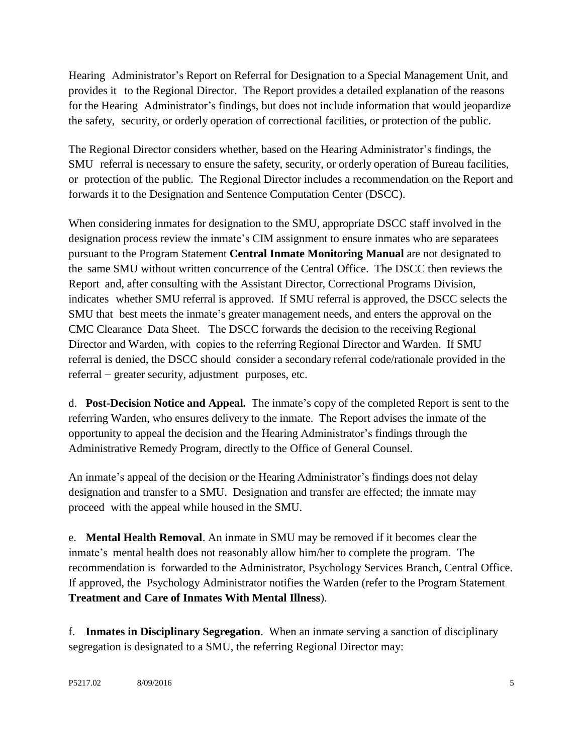Hearing Administrator's Report on Referral for Designation to a Special Management Unit, and provides it to the Regional Director. The Report provides a detailed explanation of the reasons for the Hearing Administrator's findings, but does not include information that would jeopardize the safety, security, or orderly operation of correctional facilities, or protection of the public.

The Regional Director considers whether, based on the Hearing Administrator's findings, the SMU referral is necessary to ensure the safety, security, or orderly operation of Bureau facilities, or protection of the public. The Regional Director includes a recommendation on the Report and forwards it to the Designation and Sentence Computation Center (DSCC).

When considering inmates for designation to the SMU, appropriate DSCC staff involved in the designation process review the inmate's CIM assignment to ensure inmates who are separatees pursuant to the Program Statement **Central Inmate Monitoring Manual** are not designated to the same SMU without written concurrence of the Central Office. The DSCC then reviews the Report and, after consulting with the Assistant Director, Correctional Programs Division, indicates whether SMU referral is approved. If SMU referral is approved, the DSCC selects the SMU that best meets the inmate's greater management needs, and enters the approval on the CMC Clearance Data Sheet. The DSCC forwards the decision to the receiving Regional Director and Warden, with copies to the referring Regional Director and Warden. If SMU referral is denied, the DSCC should consider a secondary referral code/rationale provided in the referral − greater security, adjustment purposes, etc.

d. **Post-Decision Notice and Appeal.** The inmate's copy of the completed Report is sent to the referring Warden, who ensures delivery to the inmate. The Report advises the inmate of the opportunity to appeal the decision and the Hearing Administrator's findings through the Administrative Remedy Program, directly to the Office of General Counsel.

An inmate's appeal of the decision or the Hearing Administrator's findings does not delay designation and transfer to a SMU. Designation and transfer are effected; the inmate may proceed with the appeal while housed in the SMU.

e. **Mental Health Removal**. An inmate in SMU may be removed if it becomes clear the inmate's mental health does not reasonably allow him/her to complete the program. The recommendation is forwarded to the Administrator, Psychology Services Branch, Central Office. If approved, the Psychology Administrator notifies the Warden (refer to the Program Statement **Treatment and Care of Inmates With Mental Illness**).

f. **Inmates in Disciplinary Segregation**. When an inmate serving a sanction of disciplinary segregation is designated to a SMU, the referring Regional Director may: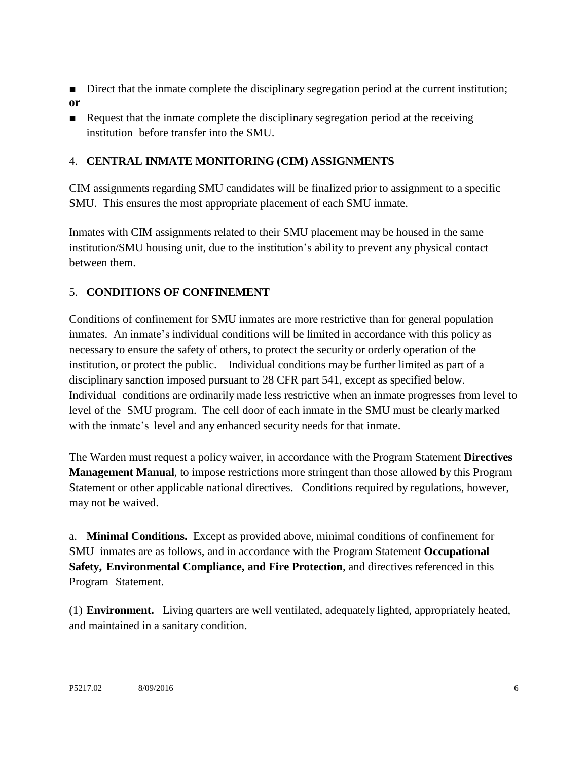- Direct that the inmate complete the disciplinary segregation period at the current institution;

**or**

- Request that the inmate complete the disciplinary segregation period at the receiving institution before transfer into the SMU.

## 4. **CENTRAL INMATE MONITORING (CIM) ASSIGNMENTS**

CIM assignments regarding SMU candidates will be finalized prior to assignment to a specific SMU. This ensures the most appropriate placement of each SMU inmate.

Inmates with CIM assignments related to their SMU placement may be housed in the same institution/SMU housing unit, due to the institution's ability to prevent any physical contact between them.

## 5. **CONDITIONS OF CONFINEMENT**

Conditions of confinement for SMU inmates are more restrictive than for general population inmates. An inmate's individual conditions will be limited in accordance with this policy as necessary to ensure the safety of others, to protect the security or orderly operation of the institution, or protect the public. Individual conditions may be further limited as part of a disciplinary sanction imposed pursuant to 28 CFR part 541, except as specified below. Individual conditions are ordinarily made less restrictive when an inmate progresses from level to level of the SMU program. The cell door of each inmate in the SMU must be clearly marked with the inmate's level and any enhanced security needs for that inmate.

The Warden must request a policy waiver, in accordance with the Program Statement **Directives Management Manual**, to impose restrictions more stringent than those allowed by this Program Statement or other applicable national directives. Conditions required by regulations, however, may not be waived.

a. **Minimal Conditions.** Except as provided above, minimal conditions of confinement for SMU inmates are as follows, and in accordance with the Program Statement **Occupational Safety, Environmental Compliance, and Fire Protection**, and directives referenced in this Program Statement.

(1) **Environment.** Living quarters are well ventilated, adequately lighted, appropriately heated, and maintained in a sanitary condition.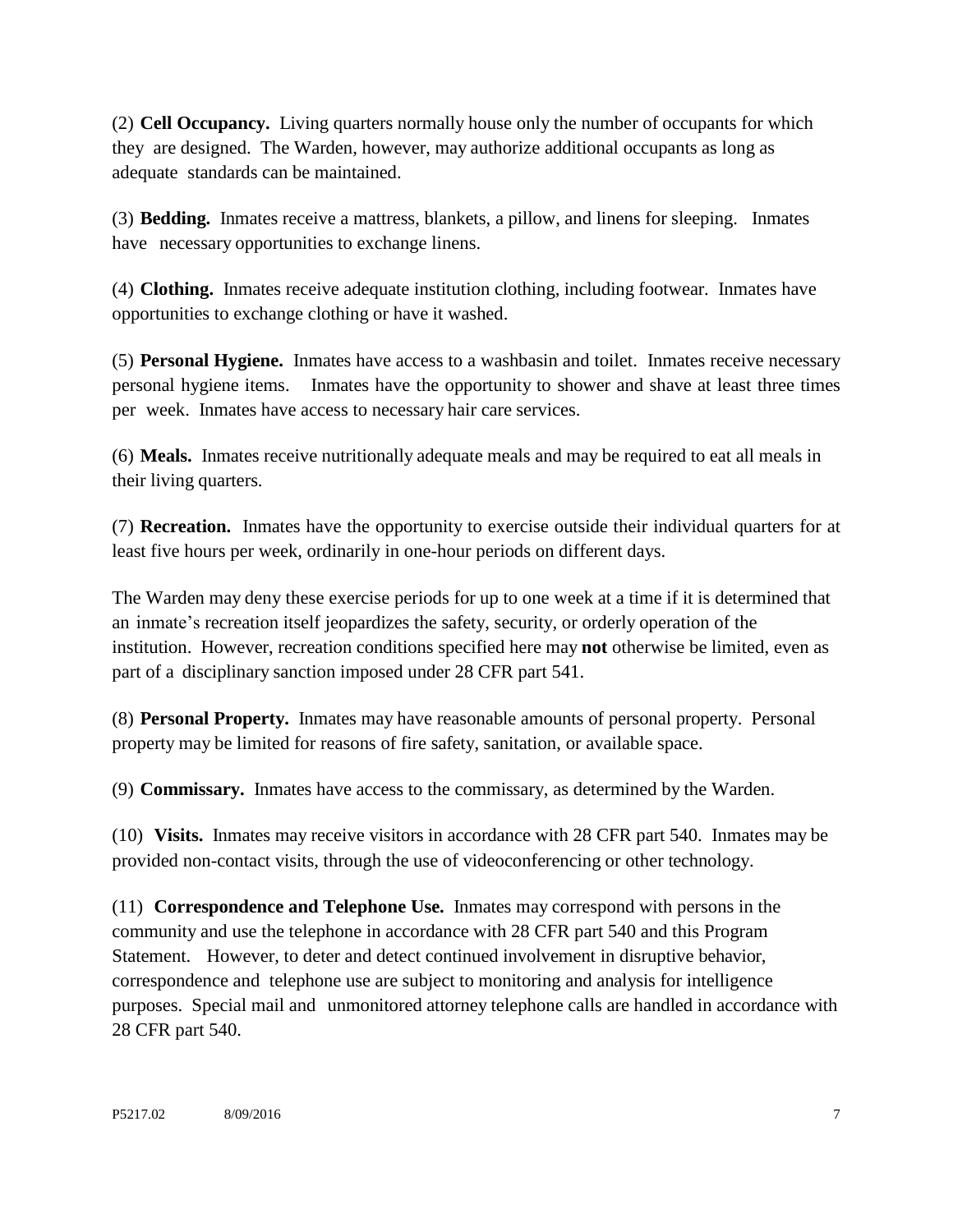(2) **Cell Occupancy.** Living quarters normally house only the number of occupants for which they are designed. The Warden, however, may authorize additional occupants as long as adequate standards can be maintained.

(3) **Bedding.** Inmates receive a mattress, blankets, a pillow, and linens for sleeping. Inmates have necessary opportunities to exchange linens.

(4) **Clothing.** Inmates receive adequate institution clothing, including footwear. Inmates have opportunities to exchange clothing or have it washed.

(5) **Personal Hygiene.** Inmates have access to a washbasin and toilet. Inmates receive necessary personal hygiene items. Inmates have the opportunity to shower and shave at least three times per week. Inmates have access to necessary hair care services.

(6) **Meals.** Inmates receive nutritionally adequate meals and may be required to eat all meals in their living quarters.

(7) **Recreation.** Inmates have the opportunity to exercise outside their individual quarters for at least five hours per week, ordinarily in one-hour periods on different days.

The Warden may deny these exercise periods for up to one week at a time if it is determined that an inmate's recreation itself jeopardizes the safety, security, or orderly operation of the institution. However, recreation conditions specified here may **not** otherwise be limited, even as part of a disciplinary sanction imposed under 28 CFR part 541.

(8) **Personal Property.** Inmates may have reasonable amounts of personal property. Personal property may be limited for reasons of fire safety, sanitation, or available space.

(9) **Commissary.** Inmates have access to the commissary, as determined by the Warden.

(10) **Visits.** Inmates may receive visitors in accordance with 28 CFR part 540. Inmates may be provided non-contact visits, through the use of videoconferencing or other technology.

(11) **Correspondence and Telephone Use.** Inmates may correspond with persons in the community and use the telephone in accordance with 28 CFR part 540 and this Program Statement. However, to deter and detect continued involvement in disruptive behavior, correspondence and telephone use are subject to monitoring and analysis for intelligence purposes. Special mail and unmonitored attorney telephone calls are handled in accordance with 28 CFR part 540.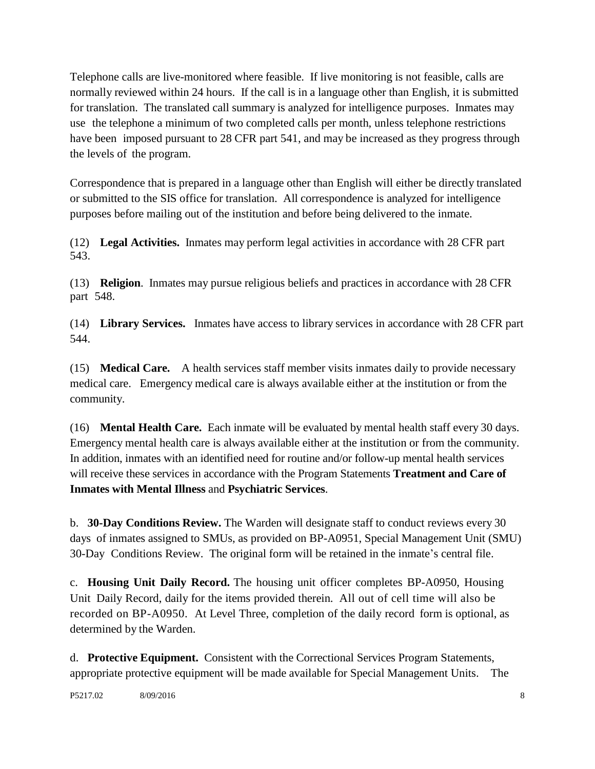Telephone calls are live-monitored where feasible. If live monitoring is not feasible, calls are normally reviewed within 24 hours. If the call is in a language other than English, it is submitted for translation. The translated call summary is analyzed for intelligence purposes. Inmates may use the telephone a minimum of two completed calls per month, unless telephone restrictions have been imposed pursuant to 28 CFR part 541, and may be increased as they progress through the levels of the program.

Correspondence that is prepared in a language other than English will either be directly translated or submitted to the SIS office for translation. All correspondence is analyzed for intelligence purposes before mailing out of the institution and before being delivered to the inmate.

(12) **Legal Activities.** Inmates may perform legal activities in accordance with 28 CFR part 543.

(13) **Religion**. Inmates may pursue religious beliefs and practices in accordance with 28 CFR part 548.

(14) **Library Services.** Inmates have access to library services in accordance with 28 CFR part 544.

(15) **Medical Care.** A health services staff member visits inmates daily to provide necessary medical care. Emergency medical care is always available either at the institution or from the community.

(16) **Mental Health Care.** Each inmate will be evaluated by mental health staff every 30 days. Emergency mental health care is always available either at the institution or from the community. In addition, inmates with an identified need for routine and/or follow-up mental health services will receive these services in accordance with the Program Statements **Treatment and Care of Inmates with Mental Illness** and **Psychiatric Services**.

b. **30-Day Conditions Review.** The Warden will designate staff to conduct reviews every 30 days of inmates assigned to SMUs, as provided on BP-A0951, Special Management Unit (SMU) 30-Day Conditions Review. The original form will be retained in the inmate's central file.

c. **Housing Unit Daily Record.** The housing unit officer completes BP-A0950, Housing Unit Daily Record, daily for the items provided therein. All out of cell time will also be recorded on BP-A0950. At Level Three, completion of the daily record form is optional, as determined by the Warden.

d. **Protective Equipment.** Consistent with the Correctional Services Program Statements, appropriate protective equipment will be made available for Special Management Units. The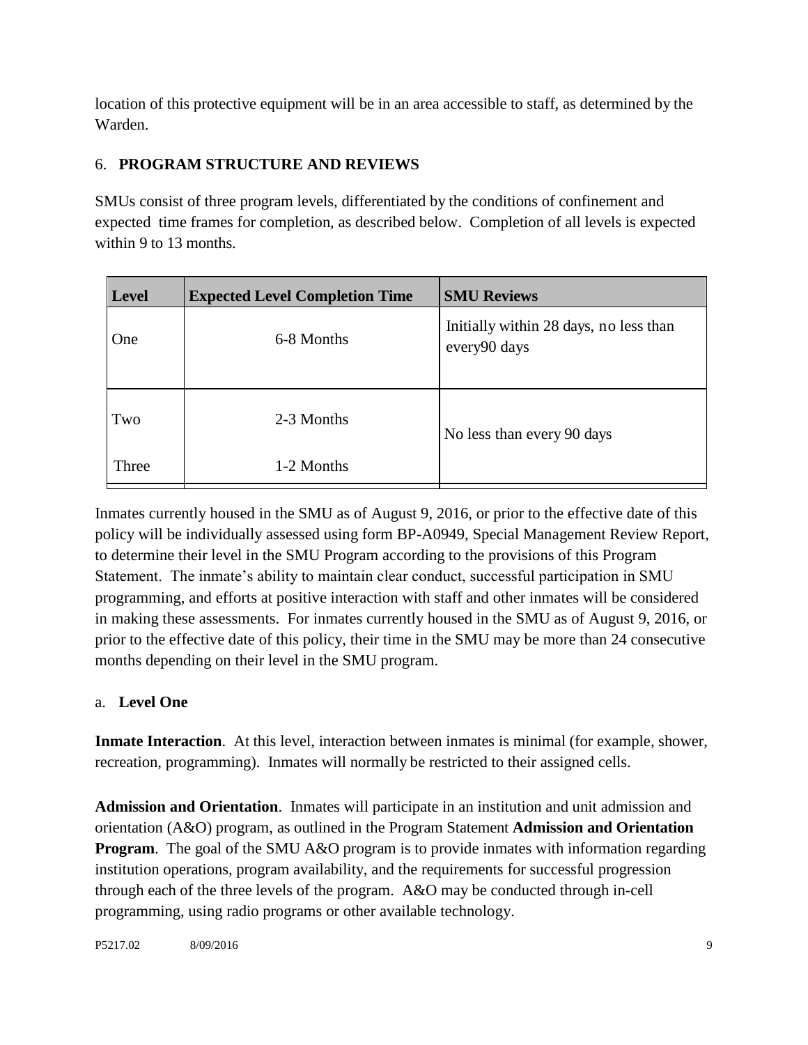location of this protective equipment will be in an area accessible to staff, as determined by the Warden.

## 6. **PROGRAM STRUCTURE AND REVIEWS**

SMUs consist of three program levels, differentiated by the conditions of confinement and expected time frames for completion, as described below. Completion of all levels is expected within 9 to 13 months.

| Level | Expected Level Completion Time | SMU Reviews |
|---|---|---|
| One | 6-8 Months | Initially within 28 days, no less than every90 days |
| Two | 2-3 Months | No less than every 90 days |
| Three | 1-2 Months | |

Inmates currently housed in the SMU as of August 9, 2016, or prior to the effective date of this policy will be individually assessed using form BP-A0949, Special Management Review Report, to determine their level in the SMU Program according to the provisions of this Program Statement. The inmate's ability to maintain clear conduct, successful participation in SMU programming, and efforts at positive interaction with staff and other inmates will be considered in making these assessments. For inmates currently housed in the SMU as of August 9, 2016, or prior to the effective date of this policy, their time in the SMU may be more than 24 consecutive months depending on their level in the SMU program.

### a. **Level One**

**Inmate Interaction**. At this level, interaction between inmates is minimal (for example, shower, recreation, programming). Inmates will normally be restricted to their assigned cells.

**Admission and Orientation**. Inmates will participate in an institution and unit admission and orientation (A&O) program, as outlined in the Program Statement **Admission and Orientation Program**. The goal of the SMU A&O program is to provide inmates with information regarding institution operations, program availability, and the requirements for successful progression through each of the three levels of the program. A&O may be conducted through in-cell programming, using radio programs or other available technology.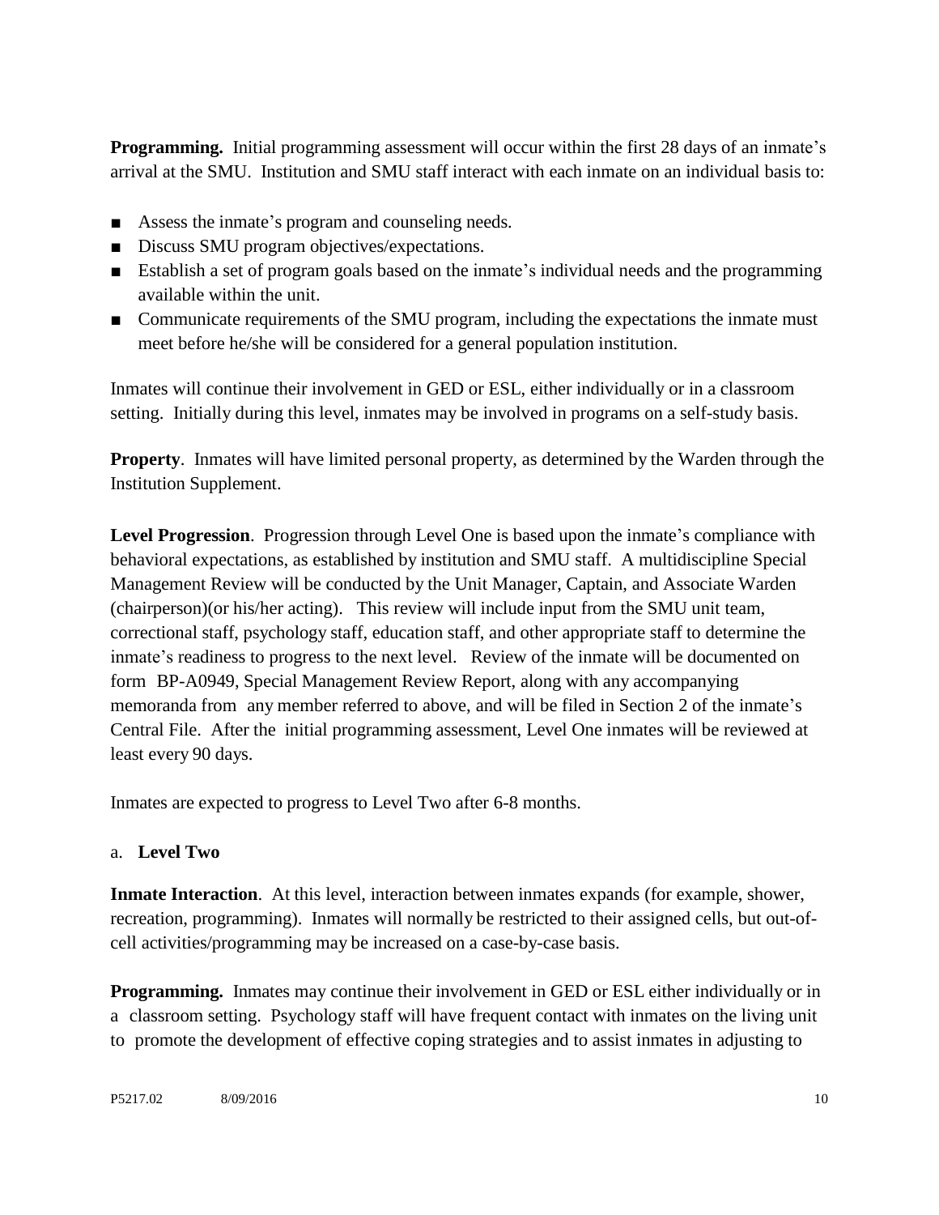**Programming.** Initial programming assessment will occur within the first 28 days of an inmate's arrival at the SMU. Institution and SMU staff interact with each inmate on an individual basis to:

- Assess the inmate's program and counseling needs.
- Discuss SMU program objectives/expectations.
- Establish a set of program goals based on the inmate's individual needs and the programming available within the unit.
- Communicate requirements of the SMU program, including the expectations the inmate must meet before he/she will be considered for a general population institution.

Inmates will continue their involvement in GED or ESL, either individually or in a classroom setting. Initially during this level, inmates may be involved in programs on a self-study basis.

**Property**. Inmates will have limited personal property, as determined by the Warden through the Institution Supplement.

**Level Progression**. Progression through Level One is based upon the inmate's compliance with behavioral expectations, as established by institution and SMU staff. A multidiscipline Special Management Review will be conducted by the Unit Manager, Captain, and Associate Warden (chairperson)(or his/her acting). This review will include input from the SMU unit team, correctional staff, psychology staff, education staff, and other appropriate staff to determine the inmate's readiness to progress to the next level. Review of the inmate will be documented on form BP-A0949, Special Management Review Report, along with any accompanying memoranda from any member referred to above, and will be filed in Section 2 of the inmate's Central File. After the initial programming assessment, Level One inmates will be reviewed at least every 90 days.

Inmates are expected to progress to Level Two after 6-8 months.

a. **Level Two**

**Inmate Interaction**. At this level, interaction between inmates expands (for example, shower, recreation, programming). Inmates will normally be restricted to their assigned cells, but out-of-cell activities/programming may be increased on a case-by-case basis.

**Programming.** Inmates may continue their involvement in GED or ESL either individually or in a classroom setting. Psychology staff will have frequent contact with inmates on the living unit to promote the development of effective coping strategies and to assist inmates in adjusting to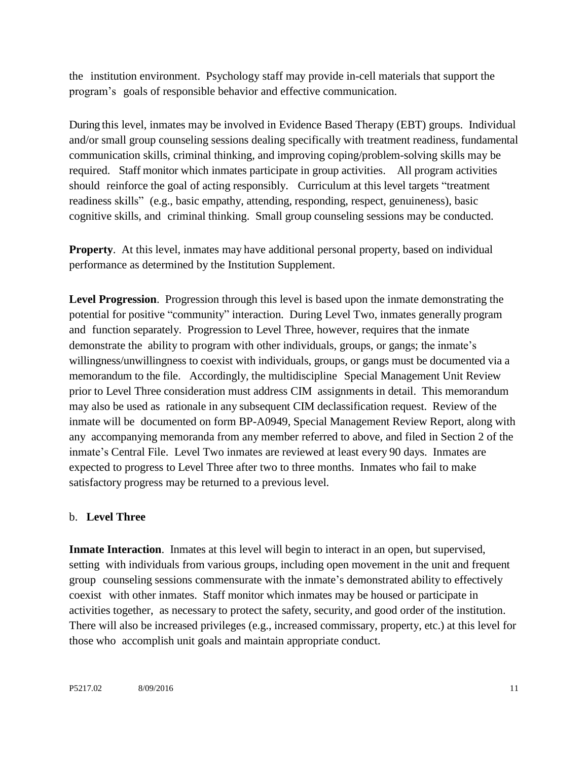the institution environment. Psychology staff may provide in-cell materials that support the program's goals of responsible behavior and effective communication.

During this level, inmates may be involved in Evidence Based Therapy (EBT) groups. Individual and/or small group counseling sessions dealing specifically with treatment readiness, fundamental communication skills, criminal thinking, and improving coping/problem-solving skills may be required. Staff monitor which inmates participate in group activities. All program activities should reinforce the goal of acting responsibly. Curriculum at this level targets "treatment readiness skills" (e.g., basic empathy, attending, responding, respect, genuineness), basic cognitive skills, and criminal thinking. Small group counseling sessions may be conducted.

**Property**. At this level, inmates may have additional personal property, based on individual performance as determined by the Institution Supplement.

**Level Progression**. Progression through this level is based upon the inmate demonstrating the potential for positive "community" interaction. During Level Two, inmates generally program and function separately. Progression to Level Three, however, requires that the inmate demonstrate the ability to program with other individuals, groups, or gangs; the inmate's willingness/unwillingness to coexist with individuals, groups, or gangs must be documented via a memorandum to the file. Accordingly, the multidiscipline Special Management Unit Review prior to Level Three consideration must address CIM assignments in detail. This memorandum may also be used as rationale in any subsequent CIM declassification request. Review of the inmate will be documented on form BP-A0949, Special Management Review Report, along with any accompanying memoranda from any member referred to above, and filed in Section 2 of the inmate's Central File. Level Two inmates are reviewed at least every 90 days. Inmates are expected to progress to Level Three after two to three months. Inmates who fail to make satisfactory progress may be returned to a previous level.

b. **Level Three**

**Inmate Interaction**. Inmates at this level will begin to interact in an open, but supervised, setting with individuals from various groups, including open movement in the unit and frequent group counseling sessions commensurate with the inmate's demonstrated ability to effectively coexist with other inmates. Staff monitor which inmates may be housed or participate in activities together, as necessary to protect the safety, security, and good order of the institution. There will also be increased privileges (e.g., increased commissary, property, etc.) at this level for those who accomplish unit goals and maintain appropriate conduct.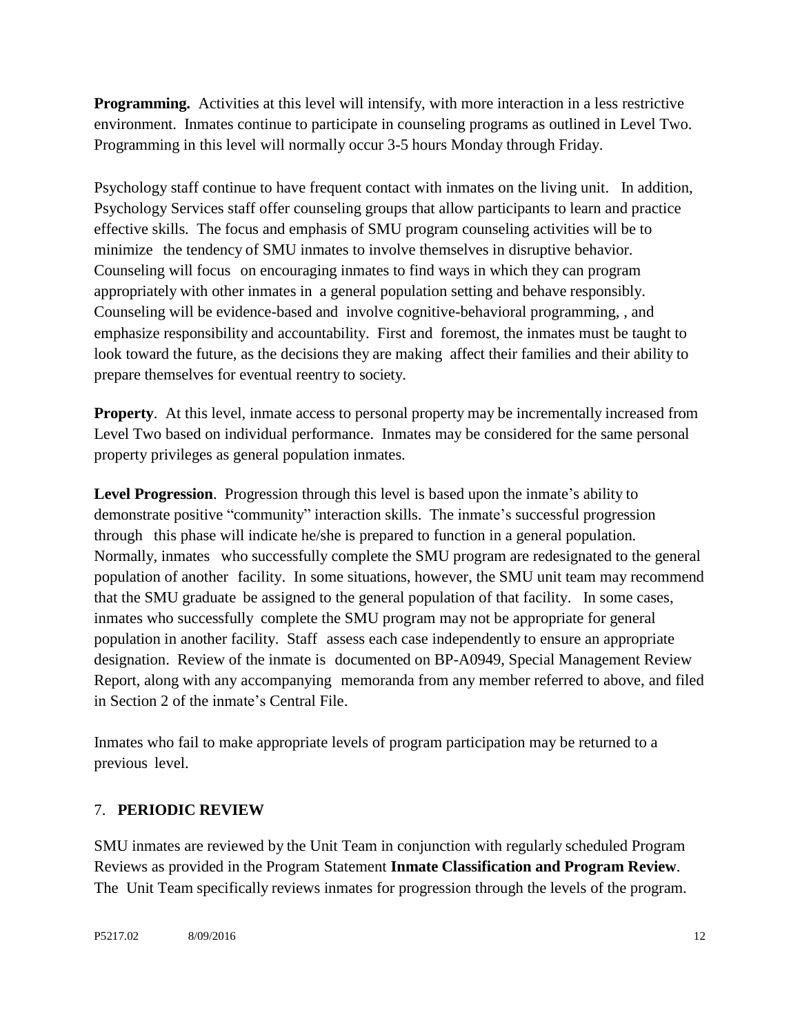**Programming.** Activities at this level will intensify, with more interaction in a less restrictive environment. Inmates continue to participate in counseling programs as outlined in Level Two. Programming in this level will normally occur 3-5 hours Monday through Friday.

Psychology staff continue to have frequent contact with inmates on the living unit. In addition, Psychology Services staff offer counseling groups that allow participants to learn and practice effective skills. The focus and emphasis of SMU program counseling activities will be to minimize the tendency of SMU inmates to involve themselves in disruptive behavior. Counseling will focus on encouraging inmates to find ways in which they can program appropriately with other inmates in a general population setting and behave responsibly. Counseling will be evidence-based and involve cognitive-behavioral programming, , and emphasize responsibility and accountability. First and foremost, the inmates must be taught to look toward the future, as the decisions they are making affect their families and their ability to prepare themselves for eventual reentry to society.

**Property**. At this level, inmate access to personal property may be incrementally increased from Level Two based on individual performance. Inmates may be considered for the same personal property privileges as general population inmates.

**Level Progression**. Progression through this level is based upon the inmate's ability to demonstrate positive "community" interaction skills. The inmate's successful progression through this phase will indicate he/she is prepared to function in a general population. Normally, inmates who successfully complete the SMU program are redesignated to the general population of another facility. In some situations, however, the SMU unit team may recommend that the SMU graduate be assigned to the general population of that facility. In some cases, inmates who successfully complete the SMU program may not be appropriate for general population in another facility. Staff assess each case independently to ensure an appropriate designation. Review of the inmate is documented on BP-A0949, Special Management Review Report, along with any accompanying memoranda from any member referred to above, and filed in Section 2 of the inmate's Central File.

Inmates who fail to make appropriate levels of program participation may be returned to a previous level.

## 7. **PERIODIC REVIEW**

SMU inmates are reviewed by the Unit Team in conjunction with regularly scheduled Program Reviews as provided in the Program Statement **Inmate Classification and Program Review**. The Unit Team specifically reviews inmates for progression through the levels of the program.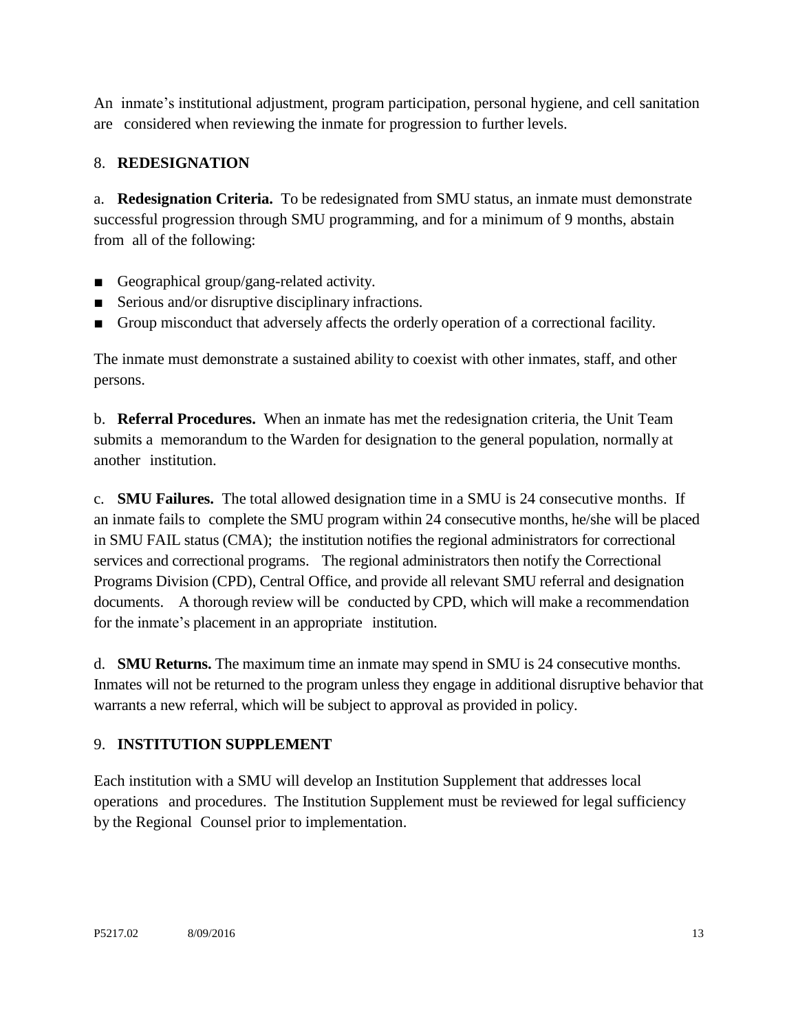An inmate's institutional adjustment, program participation, personal hygiene, and cell sanitation are considered when reviewing the inmate for progression to further levels.

## 8. **REDESIGNATION**

a. **Redesignation Criteria.** To be redesignated from SMU status, an inmate must demonstrate successful progression through SMU programming, and for a minimum of 9 months, abstain from all of the following:

- Geographical group/gang-related activity.
- Serious and/or disruptive disciplinary infractions.
- Group misconduct that adversely affects the orderly operation of a correctional facility.

The inmate must demonstrate a sustained ability to coexist with other inmates, staff, and other persons.

b. **Referral Procedures.** When an inmate has met the redesignation criteria, the Unit Team submits a memorandum to the Warden for designation to the general population, normally at another institution.

c. **SMU Failures.** The total allowed designation time in a SMU is 24 consecutive months. If an inmate fails to complete the SMU program within 24 consecutive months, he/she will be placed in SMU FAIL status (CMA); the institution notifies the regional administrators for correctional services and correctional programs. The regional administrators then notify the Correctional Programs Division (CPD), Central Office, and provide all relevant SMU referral and designation documents. A thorough review will be conducted by CPD, which will make a recommendation for the inmate's placement in an appropriate institution.

d. **SMU Returns.** The maximum time an inmate may spend in SMU is 24 consecutive months. Inmates will not be returned to the program unless they engage in additional disruptive behavior that warrants a new referral, which will be subject to approval as provided in policy.

## 9. **INSTITUTION SUPPLEMENT**

Each institution with a SMU will develop an Institution Supplement that addresses local operations and procedures. The Institution Supplement must be reviewed for legal sufficiency by the Regional Counsel prior to implementation.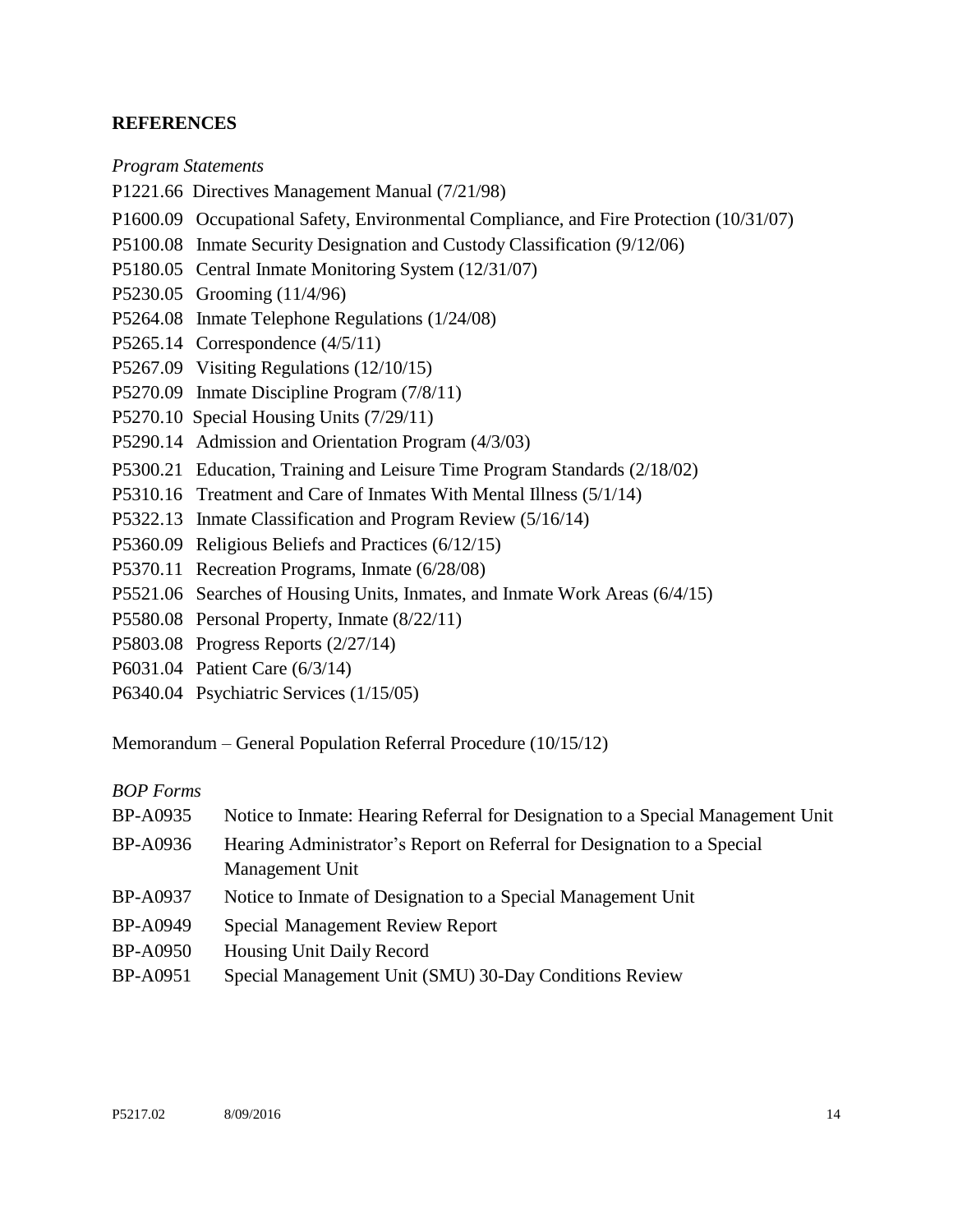## REFERENCES

*Program Statements*

P1221.66 Directives Management Manual (7/21/98)

P1600.09 Occupational Safety, Environmental Compliance, and Fire Protection (10/31/07)

P5100.08 Inmate Security Designation and Custody Classification (9/12/06)

P5180.05 Central Inmate Monitoring System (12/31/07)

P5230.05 Grooming (11/4/96)

P5264.08 Inmate Telephone Regulations (1/24/08)

P5265.14 Correspondence (4/5/11)

P5267.09 Visiting Regulations (12/10/15)

P5270.09 Inmate Discipline Program (7/8/11)

P5270.10 Special Housing Units (7/29/11)

P5290.14 Admission and Orientation Program (4/3/03)

P5300.21 Education, Training and Leisure Time Program Standards (2/18/02)

P5310.16 Treatment and Care of Inmates With Mental Illness (5/1/14)

P5322.13 Inmate Classification and Program Review (5/16/14)

P5360.09 Religious Beliefs and Practices (6/12/15)

P5370.11 Recreation Programs, Inmate (6/28/08)

P5521.06 Searches of Housing Units, Inmates, and Inmate Work Areas (6/4/15)

P5580.08 Personal Property, Inmate (8/22/11)

P5803.08 Progress Reports (2/27/14)

P6031.04 Patient Care (6/3/14)

P6340.04 Psychiatric Services (1/15/05)

Memorandum – General Population Referral Procedure (10/15/12)

*BOP Forms*

| | |
|---|---|
| BP-A0935 | Notice to Inmate: Hearing Referral for Designation to a Special Management Unit |
| BP-A0936 | Hearing Administrator's Report on Referral for Designation to a Special Management Unit |
| BP-A0937 | Notice to Inmate of Designation to a Special Management Unit |
| BP-A0949 | Special Management Review Report |
| BP-A0950 | Housing Unit Daily Record |
| BP-A0951 | Special Management Unit (SMU) 30-Day Conditions Review |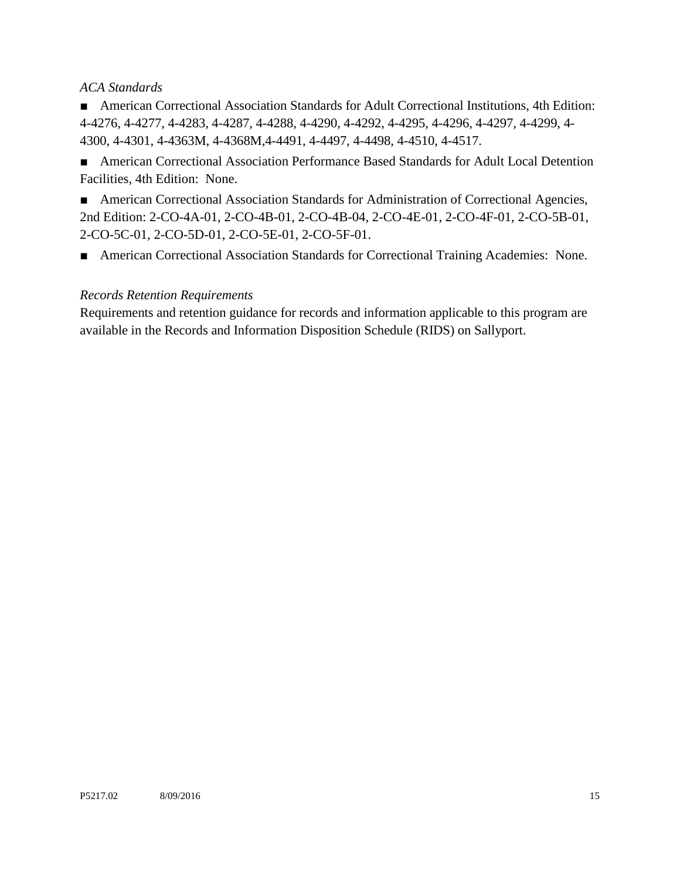*ACA Standards*

- American Correctional Association Standards for Adult Correctional Institutions, 4th Edition: 4-4276, 4-4277, 4-4283, 4-4287, 4-4288, 4-4290, 4-4292, 4-4295, 4-4296, 4-4297, 4-4299, 4-4300, 4-4301, 4-4363M, 4-4368M,4-4491, 4-4497, 4-4498, 4-4510, 4-4517.
- American Correctional Association Performance Based Standards for Adult Local Detention Facilities, 4th Edition: None.
- American Correctional Association Standards for Administration of Correctional Agencies, 2nd Edition: 2-CO-4A-01, 2-CO-4B-01, 2-CO-4B-04, 2-CO-4E-01, 2-CO-4F-01, 2-CO-5B-01, 2-CO-5C-01, 2-CO-5D-01, 2-CO-5E-01, 2-CO-5F-01.
- American Correctional Association Standards for Correctional Training Academies: None.

*Records Retention Requirements*

Requirements and retention guidance for records and information applicable to this program are available in the Records and Information Disposition Schedule (RIDS) on Sallyport.